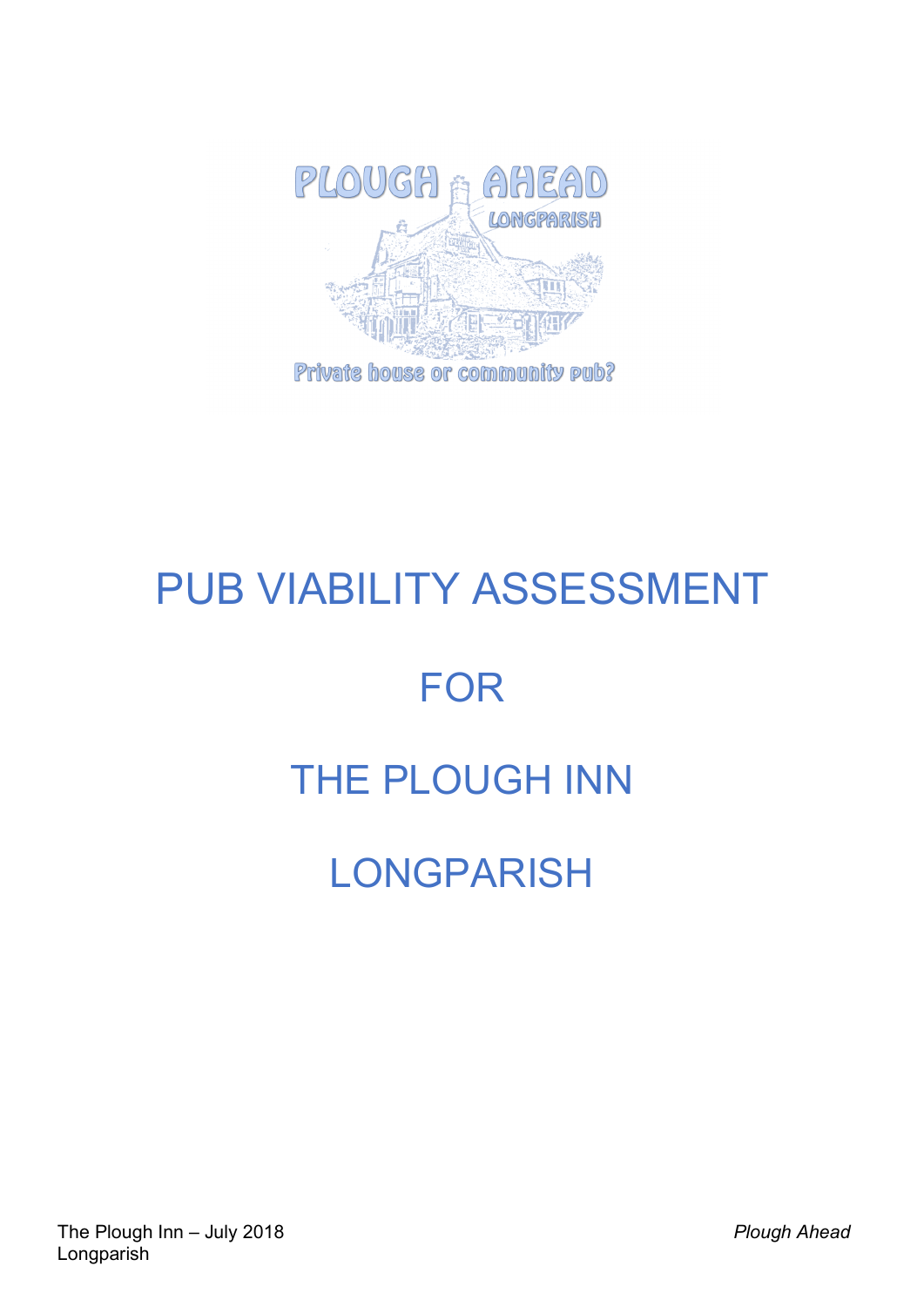PLOUGH AHEAD

LONGPARISH

Private house or community pub?

# PUB VIABILITY ASSESSMENT

# FOR

# THE PLOUGH INN

# LONGPARISH

The Plough Inn – July 2018
Longparish

*Plough Ahead*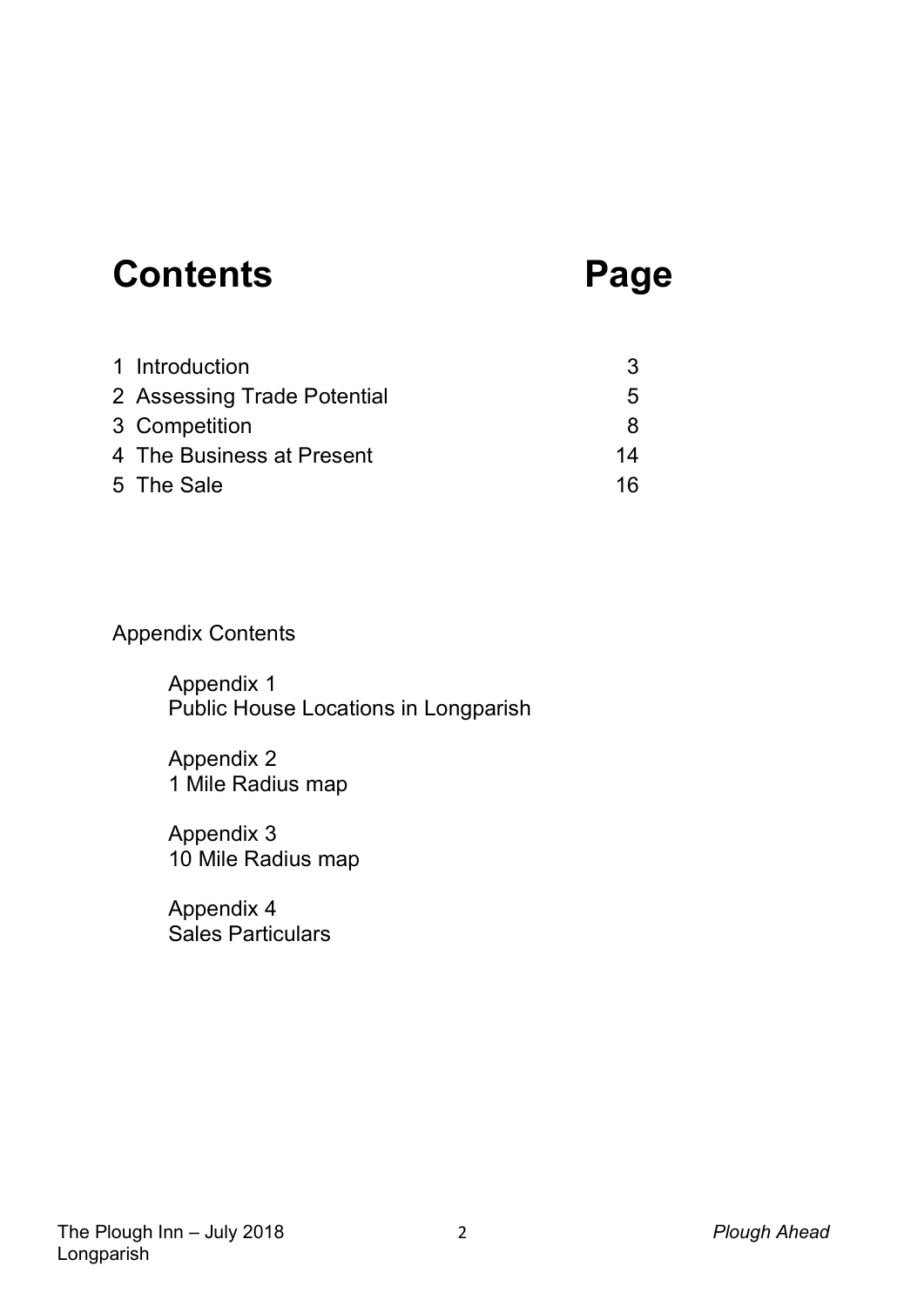# Contents

| Contents | Page |
| --- | --- |
| 1 Introduction | 3 |
| 2 Assessing Trade Potential | 5 |
| 3 Competition | 8 |
| 4 The Business at Present | 14 |
| 5 The Sale | 16 |

Appendix Contents

Appendix 1
Public House Locations in Longparish

Appendix 2
1 Mile Radius map

Appendix 3
10 Mile Radius map

Appendix 4
Sales Particulars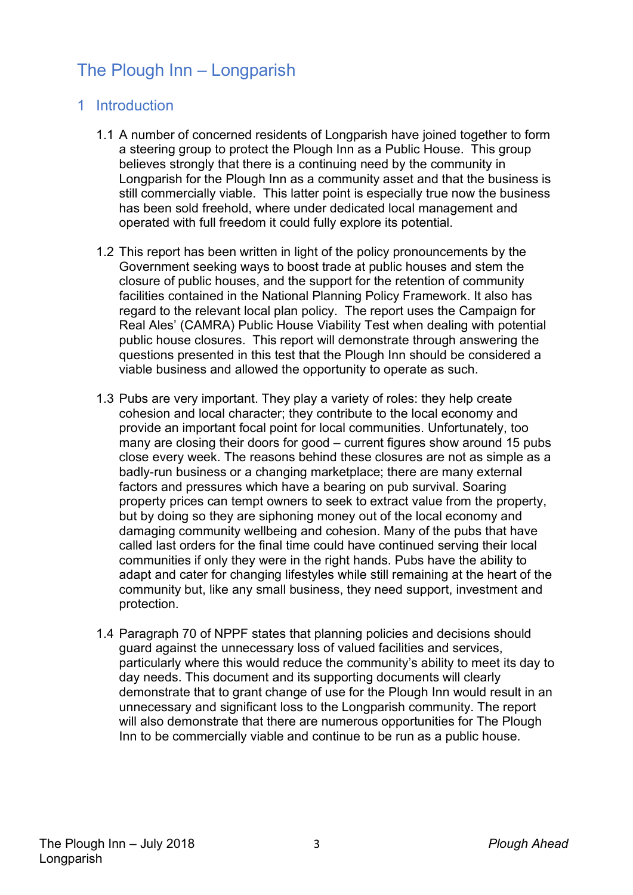# The Plough Inn – Longparish

## 1 Introduction

1.1 A number of concerned residents of Longparish have joined together to form a steering group to protect the Plough Inn as a Public House. This group believes strongly that there is a continuing need by the community in Longparish for the Plough Inn as a community asset and that the business is still commercially viable. This latter point is especially true now the business has been sold freehold, where under dedicated local management and operated with full freedom it could fully explore its potential.

1.2 This report has been written in light of the policy pronouncements by the Government seeking ways to boost trade at public houses and stem the closure of public houses, and the support for the retention of community facilities contained in the National Planning Policy Framework. It also has regard to the relevant local plan policy. The report uses the Campaign for Real Ales' (CAMRA) Public House Viability Test when dealing with potential public house closures. This report will demonstrate through answering the questions presented in this test that the Plough Inn should be considered a viable business and allowed the opportunity to operate as such.

1.3 Pubs are very important. They play a variety of roles: they help create cohesion and local character; they contribute to the local economy and provide an important focal point for local communities. Unfortunately, too many are closing their doors for good – current figures show around 15 pubs close every week. The reasons behind these closures are not as simple as a badly-run business or a changing marketplace; there are many external factors and pressures which have a bearing on pub survival. Soaring property prices can tempt owners to seek to extract value from the property, but by doing so they are siphoning money out of the local economy and damaging community wellbeing and cohesion. Many of the pubs that have called last orders for the final time could have continued serving their local communities if only they were in the right hands. Pubs have the ability to adapt and cater for changing lifestyles while still remaining at the heart of the community but, like any small business, they need support, investment and protection.

1.4 Paragraph 70 of NPPF states that planning policies and decisions should guard against the unnecessary loss of valued facilities and services, particularly where this would reduce the community's ability to meet its day to day needs. This document and its supporting documents will clearly demonstrate that to grant change of use for the Plough Inn would result in an unnecessary and significant loss to the Longparish community. The report will also demonstrate that there are numerous opportunities for The Plough Inn to be commercially viable and continue to be run as a public house.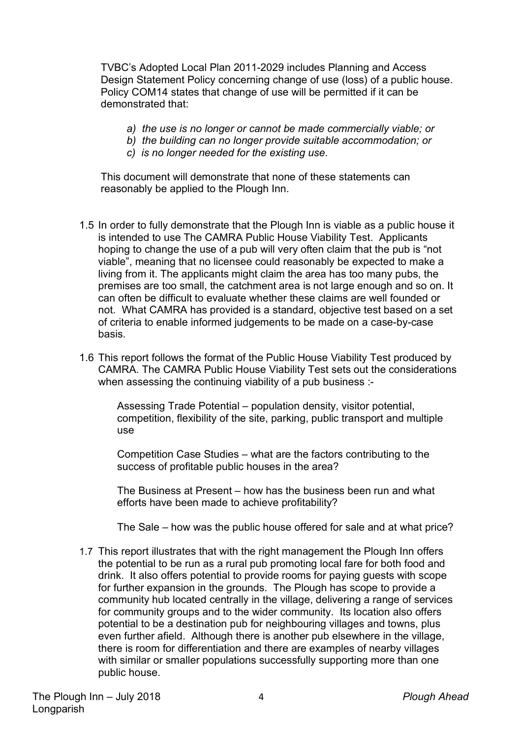TVBC's Adopted Local Plan 2011-2029 includes Planning and Access Design Statement Policy concerning change of use (loss) of a public house. Policy COM14 states that change of use will be permitted if it can be demonstrated that:

*a) the use is no longer or cannot be made commercially viable; or*
*b) the building can no longer provide suitable accommodation; or*
*c) is no longer needed for the existing use*.

This document will demonstrate that none of these statements can reasonably be applied to the Plough Inn.

1.5 In order to fully demonstrate that the Plough Inn is viable as a public house it is intended to use The CAMRA Public House Viability Test. Applicants hoping to change the use of a pub will very often claim that the pub is "not viable", meaning that no licensee could reasonably be expected to make a living from it. The applicants might claim the area has too many pubs, the premises are too small, the catchment area is not large enough and so on. It can often be difficult to evaluate whether these claims are well founded or not. What CAMRA has provided is a standard, objective test based on a set of criteria to enable informed judgements to be made on a case-by-case basis.

1.6 This report follows the format of the Public House Viability Test produced by CAMRA. The CAMRA Public House Viability Test sets out the considerations when assessing the continuing viability of a pub business :-

Assessing Trade Potential – population density, visitor potential, competition, flexibility of the site, parking, public transport and multiple use

Competition Case Studies – what are the factors contributing to the success of profitable public houses in the area?

The Business at Present – how has the business been run and what efforts have been made to achieve profitability?

The Sale – how was the public house offered for sale and at what price?

1.7 This report illustrates that with the right management the Plough Inn offers the potential to be run as a rural pub promoting local fare for both food and drink. It also offers potential to provide rooms for paying guests with scope for further expansion in the grounds. The Plough has scope to provide a community hub located centrally in the village, delivering a range of services for community groups and to the wider community. Its location also offers potential to be a destination pub for neighbouring villages and towns, plus even further afield. Although there is another pub elsewhere in the village, there is room for differentiation and there are examples of nearby villages with similar or smaller populations successfully supporting more than one public house.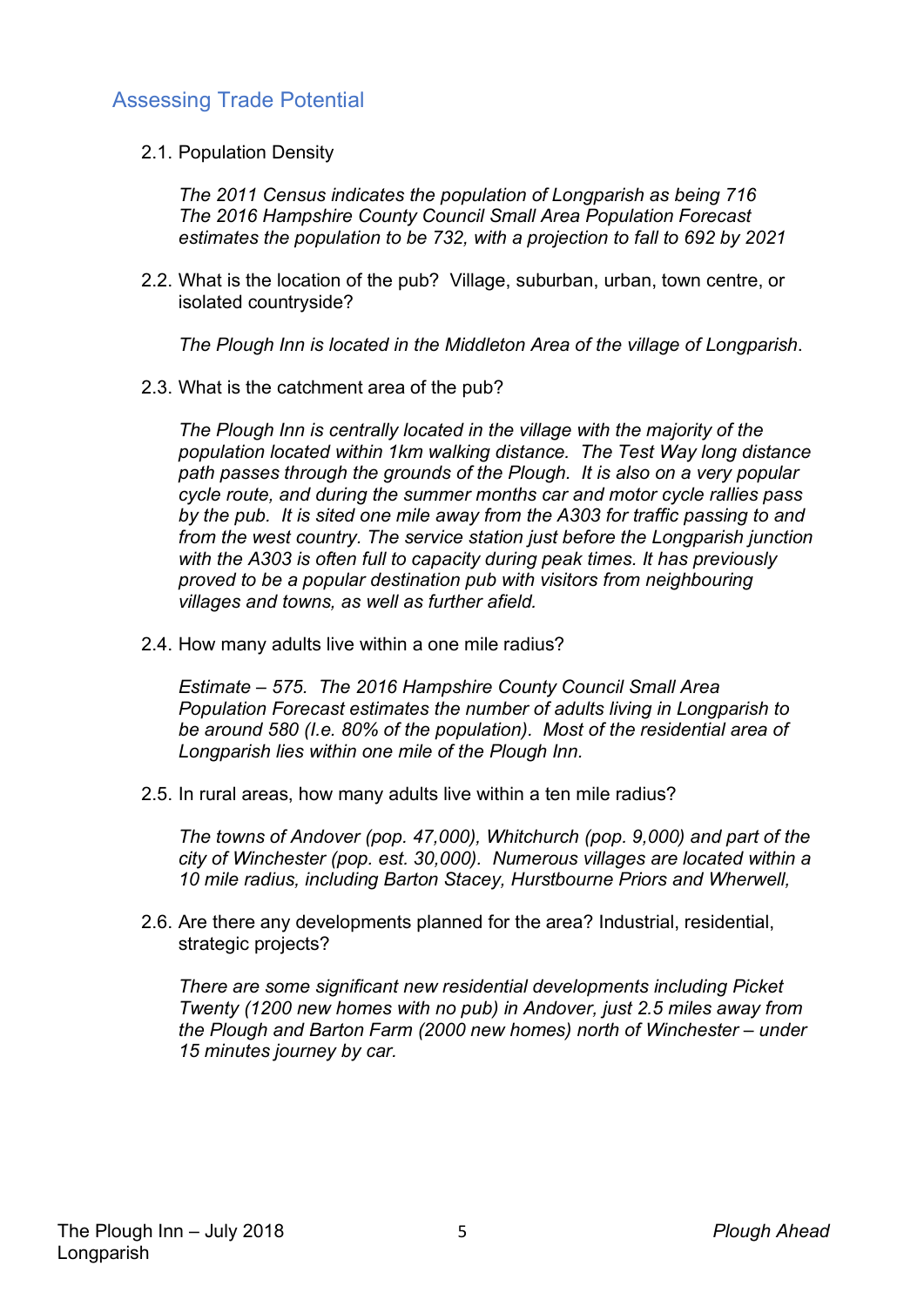## Assessing Trade Potential

2.1. Population Density

*The 2011 Census indicates the population of Longparish as being 716*
*The 2016 Hampshire County Council Small Area Population Forecast estimates the population to be 732, with a projection to fall to 692 by 2021*

2.2. What is the location of the pub? Village, suburban, urban, town centre, or isolated countryside?

*The Plough Inn is located in the Middleton Area of the village of Longparish*.

2.3. What is the catchment area of the pub?

*The Plough Inn is centrally located in the village with the majority of the population located within 1km walking distance. The Test Way long distance path passes through the grounds of the Plough. It is also on a very popular cycle route, and during the summer months car and motor cycle rallies pass by the pub. It is sited one mile away from the A303 for traffic passing to and from the west country. The service station just before the Longparish junction with the A303 is often full to capacity during peak times. It has previously proved to be a popular destination pub with visitors from neighbouring villages and towns, as well as further afield.*

2.4. How many adults live within a one mile radius?

*Estimate – 575. The 2016 Hampshire County Council Small Area Population Forecast estimates the number of adults living in Longparish to be around 580 (I.e. 80% of the population). Most of the residential area of Longparish lies within one mile of the Plough Inn.*

2.5. In rural areas, how many adults live within a ten mile radius?

*The towns of Andover (pop. 47,000), Whitchurch (pop. 9,000) and part of the city of Winchester (pop. est. 30,000). Numerous villages are located within a 10 mile radius, including Barton Stacey, Hurstbourne Priors and Wherwell,*

2.6. Are there any developments planned for the area? Industrial, residential, strategic projects?

*There are some significant new residential developments including Picket Twenty (1200 new homes with no pub) in Andover, just 2.5 miles away from the Plough and Barton Farm (2000 new homes) north of Winchester – under 15 minutes journey by car.*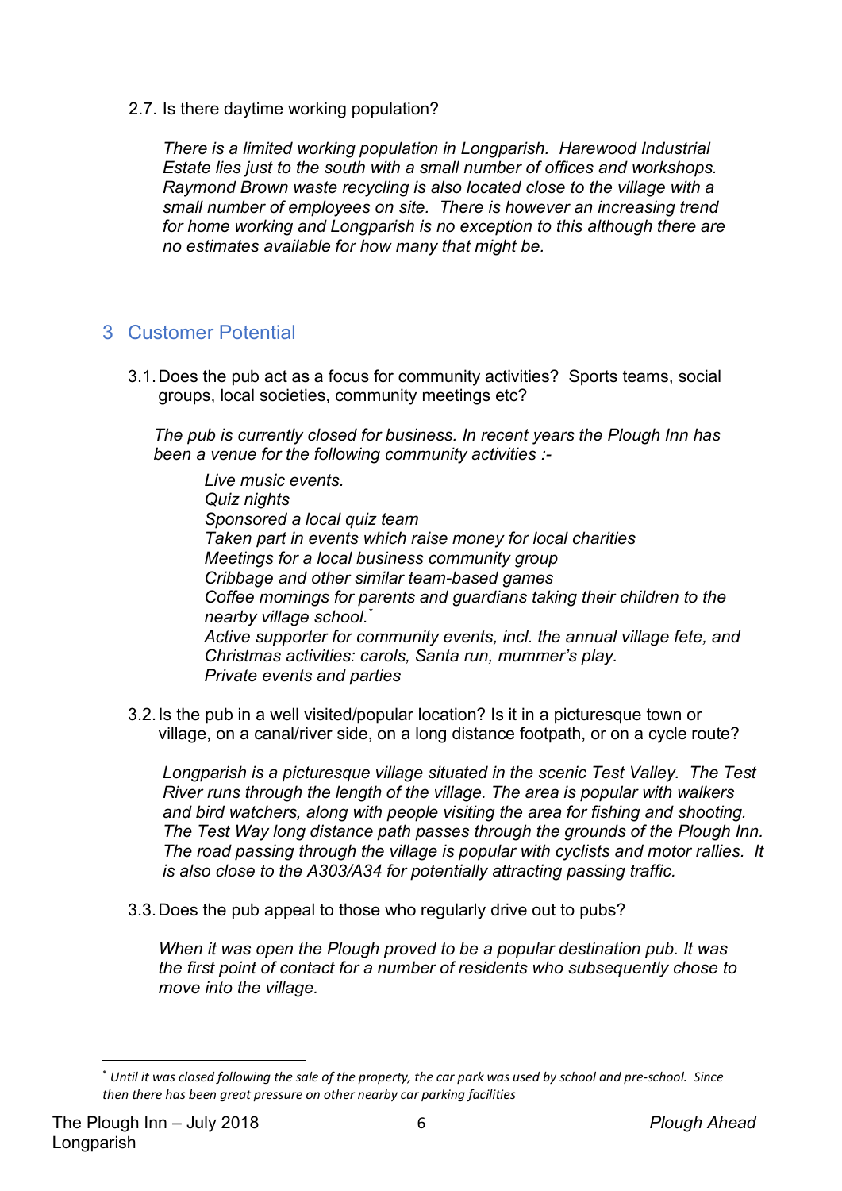2.7. Is there daytime working population?

*There is a limited working population in Longparish. Harewood Industrial Estate lies just to the south with a small number of offices and workshops. Raymond Brown waste recycling is also located close to the village with a small number of employees on site. There is however an increasing trend for home working and Longparish is no exception to this although there are no estimates available for how many that might be.*

## 3 Customer Potential

3.1. Does the pub act as a focus for community activities? Sports teams, social groups, local societies, community meetings etc?

*The pub is currently closed for business. In recent years the Plough Inn has been a venue for the following community activities :-*

*Live music events.*
*Quiz nights*
*Sponsored a local quiz team*
*Taken part in events which raise money for local charities*
*Meetings for a local business community group*
*Cribbage and other similar team-based games*
*Coffee mornings for parents and guardians taking their children to the nearby village school.*[*]
*Active supporter for community events, incl. the annual village fete, and Christmas activities: carols, Santa run, mummer's play.*
*Private events and parties*

3.2. Is the pub in a well visited/popular location? Is it in a picturesque town or village, on a canal/river side, on a long distance footpath, or on a cycle route?

*Longparish is a picturesque village situated in the scenic Test Valley. The Test River runs through the length of the village. The area is popular with walkers and bird watchers, along with people visiting the area for fishing and shooting. The Test Way long distance path passes through the grounds of the Plough Inn. The road passing through the village is popular with cyclists and motor rallies. It is also close to the A303/A34 for potentially attracting passing traffic.*

3.3. Does the pub appeal to those who regularly drive out to pubs?

*When it was open the Plough proved to be a popular destination pub. It was the first point of contact for a number of residents who subsequently chose to move into the village.*

---

[*] *Until it was closed following the sale of the property, the car park was used by school and pre-school. Since then there has been great pressure on other nearby car parking facilities*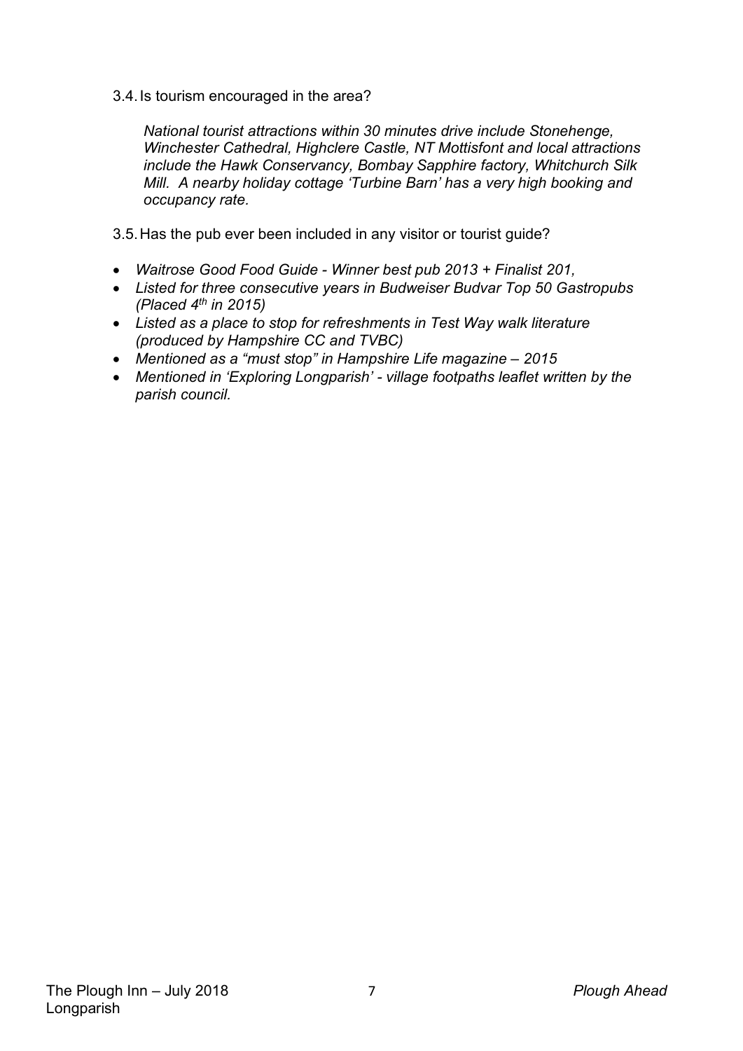3.4. Is tourism encouraged in the area?

*National tourist attractions within 30 minutes drive include Stonehenge, Winchester Cathedral, Highclere Castle, NT Mottisfont and local attractions include the Hawk Conservancy, Bombay Sapphire factory, Whitchurch Silk Mill. A nearby holiday cottage 'Turbine Barn' has a very high booking and occupancy rate.*

3.5. Has the pub ever been included in any visitor or tourist guide?

- *Waitrose Good Food Guide - Winner best pub 2013 + Finalist 201,*
- *Listed for three consecutive years in Budweiser Budvar Top 50 Gastropubs (Placed 4th in 2015)*
- *Listed as a place to stop for refreshments in Test Way walk literature (produced by Hampshire CC and TVBC)*
- *Mentioned as a "must stop" in Hampshire Life magazine – 2015*
- *Mentioned in 'Exploring Longparish' - village footpaths leaflet written by the parish council.*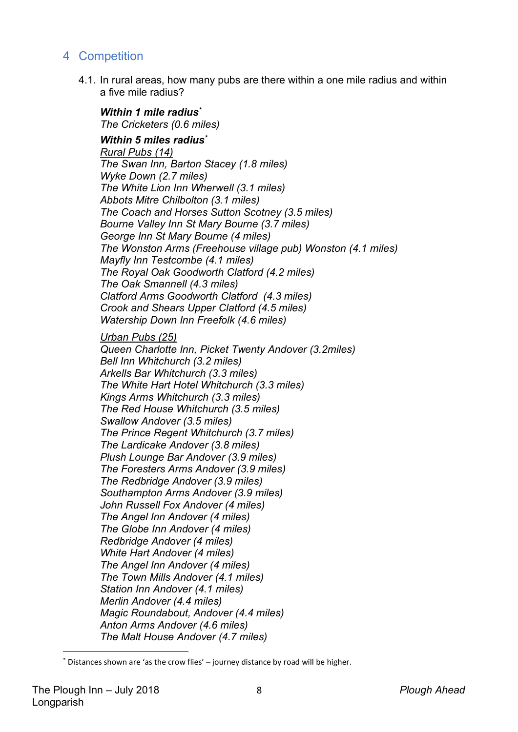## 4 Competition

4.1. In rural areas, how many pubs are there within a one mile radius and within a five mile radius?

***Within 1 mile radius**** 
*The Cricketers (0.6 miles)*

***Within 5 miles radius**** 
*Rural Pubs (14)* 
*The Swan Inn, Barton Stacey (1.8 miles)* 
*Wyke Down (2.7 miles)* 
*The White Lion Inn Wherwell (3.1 miles)* 
*Abbots Mitre Chilbolton (3.1 miles)* 
*The Coach and Horses Sutton Scotney (3.5 miles)* 
*Bourne Valley Inn St Mary Bourne (3.7 miles)* 
*George Inn St Mary Bourne (4 miles)* 
*The Wonston Arms (Freehouse village pub) Wonston (4.1 miles)* 
*Mayfly Inn Testcombe (4.1 miles)* 
*The Royal Oak Goodworth Clatford (4.2 miles)* 
*The Oak Smannell (4.3 miles)* 
*Clatford Arms Goodworth Clatford (4.3 miles)* 
*Crook and Shears Upper Clatford (4.5 miles)* 
*Watership Down Inn Freefolk (4.6 miles)*

*Urban Pubs (25)* 
*Queen Charlotte Inn, Picket Twenty Andover (3.2miles)* 
*Bell Inn Whitchurch (3.2 miles)* 
*Arkells Bar Whitchurch (3.3 miles)* 
*The White Hart Hotel Whitchurch (3.3 miles)* 
*Kings Arms Whitchurch (3.3 miles)* 
*The Red House Whitchurch (3.5 miles)* 
*Swallow Andover (3.5 miles)* 
*The Prince Regent Whitchurch (3.7 miles)* 
*The Lardicake Andover (3.8 miles)* 
*Plush Lounge Bar Andover (3.9 miles)* 
*The Foresters Arms Andover (3.9 miles)* 
*The Redbridge Andover (3.9 miles)* 
*Southampton Arms Andover (3.9 miles)* 
*John Russell Fox Andover (4 miles)* 
*The Angel Inn Andover (4 miles)* 
*The Globe Inn Andover (4 miles)* 
*Redbridge Andover (4 miles)* 
*White Hart Andover (4 miles)* 
*The Angel Inn Andover (4 miles)* 
*The Town Mills Andover (4.1 miles)* 
*Station Inn Andover (4.1 miles)* 
*Merlin Andover (4.4 miles)* 
*Magic Roundabout, Andover (4.4 miles)* 
*Anton Arms Andover (4.6 miles)* 
*The Malt House Andover (4.7 miles)*

* Distances shown are 'as the crow flies' – journey distance by road will be higher.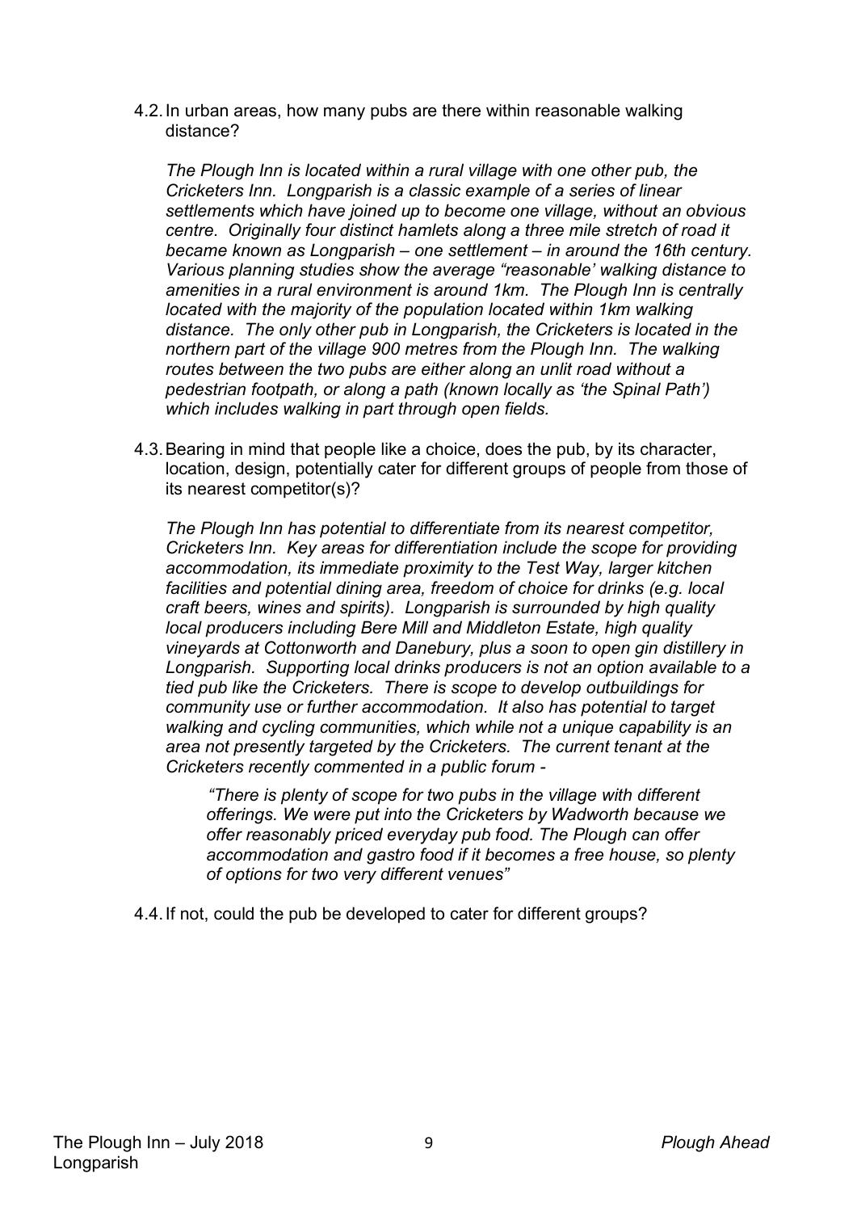4.2. In urban areas, how many pubs are there within reasonable walking distance?

*The Plough Inn is located within a rural village with one other pub, the Cricketers Inn. Longparish is a classic example of a series of linear settlements which have joined up to become one village, without an obvious centre. Originally four distinct hamlets along a three mile stretch of road it became known as Longparish – one settlement – in around the 16th century. Various planning studies show the average "reasonable' walking distance to amenities in a rural environment is around 1km. The Plough Inn is centrally located with the majority of the population located within 1km walking distance. The only other pub in Longparish, the Cricketers is located in the northern part of the village 900 metres from the Plough Inn. The walking routes between the two pubs are either along an unlit road without a pedestrian footpath, or along a path (known locally as 'the Spinal Path') which includes walking in part through open fields.*

4.3. Bearing in mind that people like a choice, does the pub, by its character, location, design, potentially cater for different groups of people from those of its nearest competitor(s)?

*The Plough Inn has potential to differentiate from its nearest competitor, Cricketers Inn. Key areas for differentiation include the scope for providing accommodation, its immediate proximity to the Test Way, larger kitchen facilities and potential dining area, freedom of choice for drinks (e.g. local craft beers, wines and spirits). Longparish is surrounded by high quality local producers including Bere Mill and Middleton Estate, high quality vineyards at Cottonworth and Danebury, plus a soon to open gin distillery in Longparish. Supporting local drinks producers is not an option available to a tied pub like the Cricketers. There is scope to develop outbuildings for community use or further accommodation. It also has potential to target walking and cycling communities, which while not a unique capability is an area not presently targeted by the Cricketers. The current tenant at the Cricketers recently commented in a public forum -*

> *"There is plenty of scope for two pubs in the village with different offerings. We were put into the Cricketers by Wadworth because we offer reasonably priced everyday pub food. The Plough can offer accommodation and gastro food if it becomes a free house, so plenty of options for two very different venues"*

4.4. If not, could the pub be developed to cater for different groups?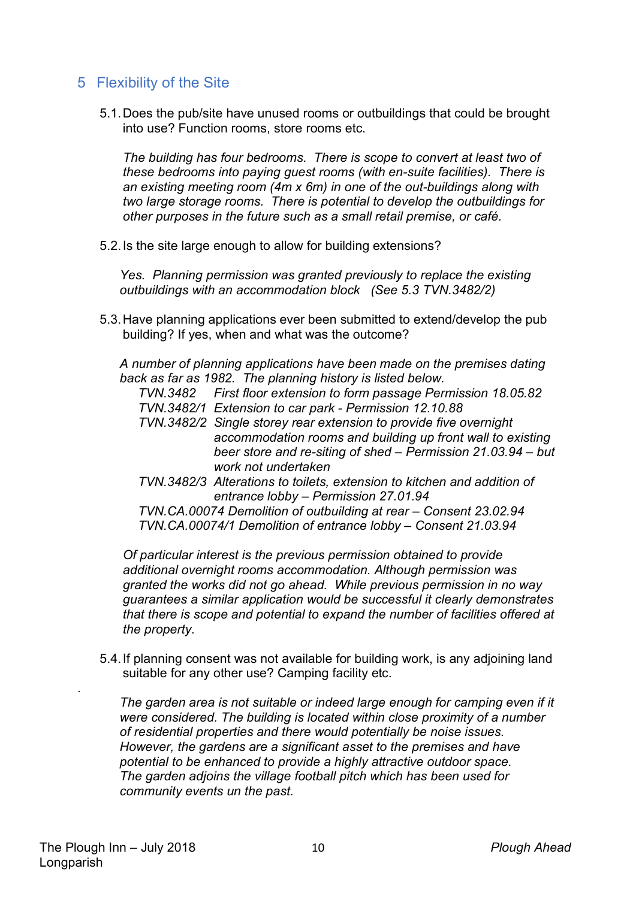## 5 Flexibility of the Site

5.1. Does the pub/site have unused rooms or outbuildings that could be brought into use? Function rooms, store rooms etc.

*The building has four bedrooms. There is scope to convert at least two of these bedrooms into paying guest rooms (with en-suite facilities). There is an existing meeting room (4m x 6m) in one of the out-buildings along with two large storage rooms. There is potential to develop the outbuildings for other purposes in the future such as a small retail premise, or café.*

5.2. Is the site large enough to allow for building extensions?

*Yes. Planning permission was granted previously to replace the existing outbuildings with an accommodation block (See 5.3 TVN.3482/2)*

5.3. Have planning applications ever been submitted to extend/develop the pub building? If yes, when and what was the outcome?

*A number of planning applications have been made on the premises dating back as far as 1982. The planning history is listed below.*

*TVN.3482 First floor extension to form passage Permission 18.05.82*
*TVN.3482/1 Extension to car park - Permission 12.10.88*
*TVN.3482/2 Single storey rear extension to provide five overnight accommodation rooms and building up front wall to existing beer store and re-siting of shed – Permission 21.03.94 – but work not undertaken*
*TVN.3482/3 Alterations to toilets, extension to kitchen and addition of entrance lobby – Permission 27.01.94*
*TVN.CA.00074 Demolition of outbuilding at rear – Consent 23.02.94*
*TVN.CA.00074/1 Demolition of entrance lobby – Consent 21.03.94*

*Of particular interest is the previous permission obtained to provide additional overnight rooms accommodation. Although permission was granted the works did not go ahead. While previous permission in no way guarantees a similar application would be successful it clearly demonstrates that there is scope and potential to expand the number of facilities offered at the property.*

5.4. If planning consent was not available for building work, is any adjoining land suitable for any other use? Camping facility etc.

*The garden area is not suitable or indeed large enough for camping even if it were considered. The building is located within close proximity of a number of residential properties and there would potentially be noise issues. However, the gardens are a significant asset to the premises and have potential to be enhanced to provide a highly attractive outdoor space. The garden adjoins the village football pitch which has been used for community events un the past.*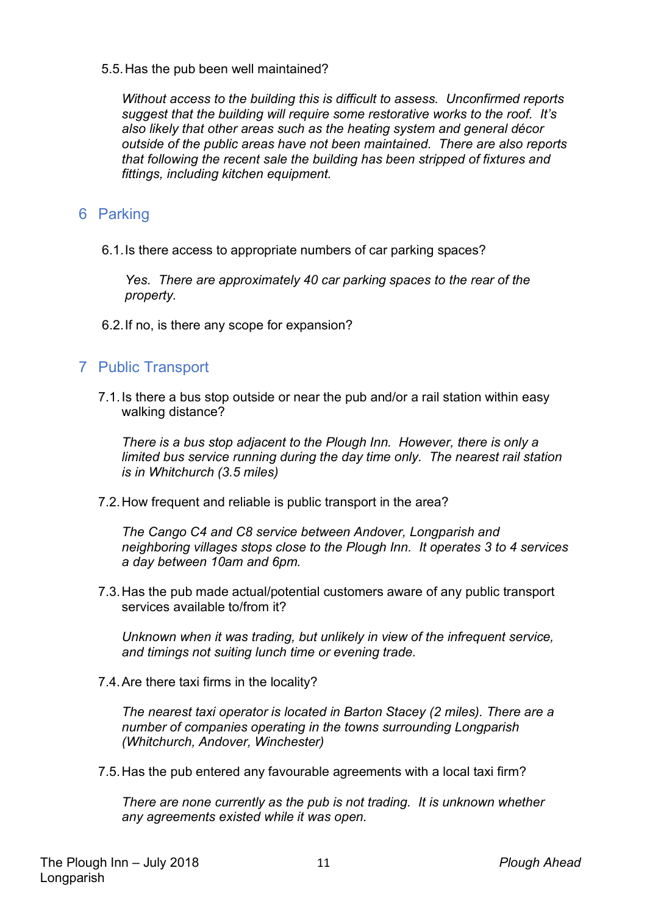5.5. Has the pub been well maintained?

*Without access to the building this is difficult to assess. Unconfirmed reports suggest that the building will require some restorative works to the roof. It's also likely that other areas such as the heating system and general décor outside of the public areas have not been maintained. There are also reports that following the recent sale the building has been stripped of fixtures and fittings, including kitchen equipment.*

## 6 Parking

6.1. Is there access to appropriate numbers of car parking spaces?

*Yes. There are approximately 40 car parking spaces to the rear of the property.*

6.2. If no, is there any scope for expansion?

## 7 Public Transport

7.1. Is there a bus stop outside or near the pub and/or a rail station within easy walking distance?

*There is a bus stop adjacent to the Plough Inn. However, there is only a limited bus service running during the day time only. The nearest rail station is in Whitchurch (3.5 miles)*

7.2. How frequent and reliable is public transport in the area?

*The Cango C4 and C8 service between Andover, Longparish and neighboring villages stops close to the Plough Inn. It operates 3 to 4 services a day between 10am and 6pm.*

7.3. Has the pub made actual/potential customers aware of any public transport services available to/from it?

*Unknown when it was trading, but unlikely in view of the infrequent service, and timings not suiting lunch time or evening trade.*

7.4. Are there taxi firms in the locality?

*The nearest taxi operator is located in Barton Stacey (2 miles). There are a number of companies operating in the towns surrounding Longparish (Whitchurch, Andover, Winchester)*

7.5. Has the pub entered any favourable agreements with a local taxi firm?

*There are none currently as the pub is not trading. It is unknown whether any agreements existed while it was open.*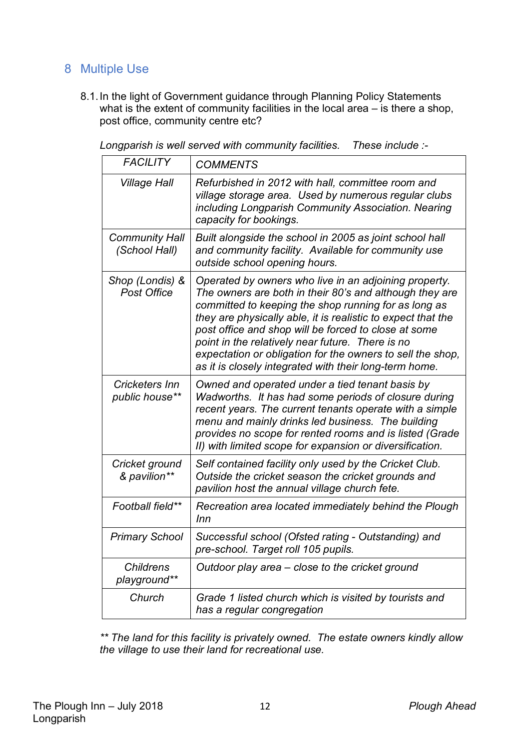## 8 Multiple Use

8.1. In the light of Government guidance through Planning Policy Statements what is the extent of community facilities in the local area – is there a shop, post office, community centre etc?

*Longparish is well served with community facilities. These include :-*

| *FACILITY* | *COMMENTS* |
|---|---|
| *Village Hall* | *Refurbished in 2012 with hall, committee room and village storage area. Used by numerous regular clubs including Longparish Community Association. Nearing capacity for bookings.* |
| *Community Hall (School Hall)* | *Built alongside the school in 2005 as joint school hall and community facility. Available for community use outside school opening hours.* |
| *Shop (Londis) & Post Office* | *Operated by owners who live in an adjoining property. The owners are both in their 80's and although they are committed to keeping the shop running for as long as they are physically able, it is realistic to expect that the post office and shop will be forced to close at some point in the relatively near future. There is no expectation or obligation for the owners to sell the shop, as it is closely integrated with their long-term home.* |
| *Cricketers Inn public house\*\** | *Owned and operated under a tied tenant basis by Wadworths. It has had some periods of closure during recent years. The current tenants operate with a simple menu and mainly drinks led business. The building provides no scope for rented rooms and is listed (Grade II) with limited scope for expansion or diversification.* |
| *Cricket ground & pavilion\*\** | *Self contained facility only used by the Cricket Club. Outside the cricket season the cricket grounds and pavilion host the annual village church fete.* |
| *Football field\*\** | *Recreation area located immediately behind the Plough Inn* |
| *Primary School* | *Successful school (Ofsted rating - Outstanding) and pre-school. Target roll 105 pupils.* |
| *Childrens playground\*\** | *Outdoor play area – close to the cricket ground* |
| *Church* | *Grade 1 listed church which is visited by tourists and has a regular congregation* |

*\*\* The land for this facility is privately owned. The estate owners kindly allow the village to use their land for recreational use.*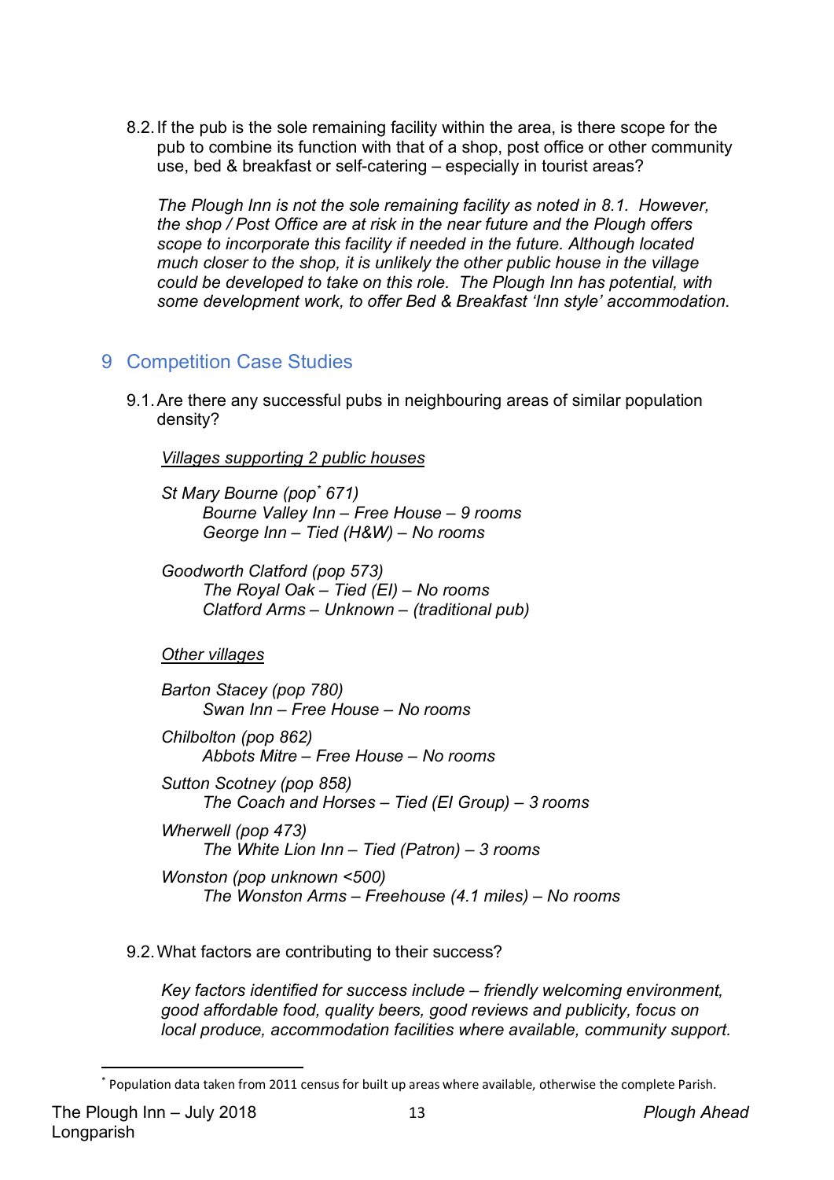8.2. If the pub is the sole remaining facility within the area, is there scope for the pub to combine its function with that of a shop, post office or other community use, bed & breakfast or self-catering – especially in tourist areas?

*The Plough Inn is not the sole remaining facility as noted in 8.1. However, the shop / Post Office are at risk in the near future and the Plough offers scope to incorporate this facility if needed in the future. Although located much closer to the shop, it is unlikely the other public house in the village could be developed to take on this role. The Plough Inn has potential, with some development work, to offer Bed & Breakfast 'Inn style' accommodation.*

## 9 Competition Case Studies

9.1. Are there any successful pubs in neighbouring areas of similar population density?

*<u>Villages supporting 2 public houses</u>*

*St Mary Bourne (pop[*] 671)*
*Bourne Valley Inn – Free House – 9 rooms*
*George Inn – Tied (H&W) – No rooms*

*Goodworth Clatford (pop 573)*
*The Royal Oak – Tied (EI) – No rooms*
*Clatford Arms – Unknown – (traditional pub)*

*<u>Other villages</u>*

*Barton Stacey (pop 780)*
*Swan Inn – Free House – No rooms*

*Chilbolton (pop 862)*
*Abbots Mitre – Free House – No rooms*

*Sutton Scotney (pop 858)*
*The Coach and Horses – Tied (EI Group) – 3 rooms*

*Wherwell (pop 473)*
*The White Lion Inn – Tied (Patron) – 3 rooms*

*Wonston (pop unknown <500)*
*The Wonston Arms – Freehouse (4.1 miles) – No rooms*

9.2. What factors are contributing to their success?

*Key factors identified for success include – friendly welcoming environment, good affordable food, quality beers, good reviews and publicity, focus on local produce, accommodation facilities where available, community support.*

[*] Population data taken from 2011 census for built up areas where available, otherwise the complete Parish.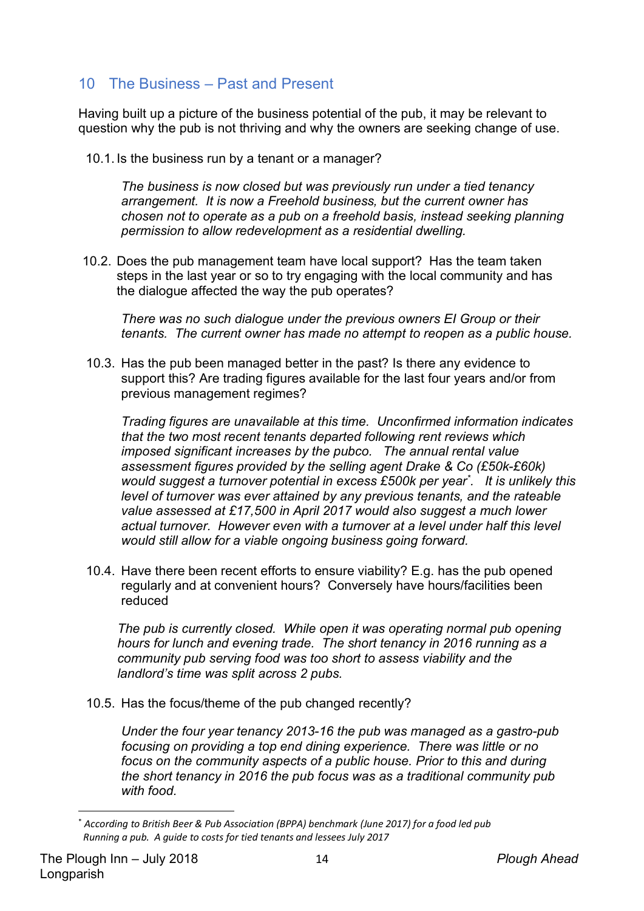## 10 The Business – Past and Present

Having built up a picture of the business potential of the pub, it may be relevant to question why the pub is not thriving and why the owners are seeking change of use.

10.1. Is the business run by a tenant or a manager?

*The business is now closed but was previously run under a tied tenancy arrangement. It is now a Freehold business, but the current owner has chosen not to operate as a pub on a freehold basis, instead seeking planning permission to allow redevelopment as a residential dwelling.*

10.2. Does the pub management team have local support? Has the team taken steps in the last year or so to try engaging with the local community and has the dialogue affected the way the pub operates?

*There was no such dialogue under the previous owners EI Group or their tenants. The current owner has made no attempt to reopen as a public house.*

10.3. Has the pub been managed better in the past? Is there any evidence to support this? Are trading figures available for the last four years and/or from previous management regimes?

*Trading figures are unavailable at this time. Unconfirmed information indicates that the two most recent tenants departed following rent reviews which imposed significant increases by the pubco. The annual rental value assessment figures provided by the selling agent Drake & Co (£50k-£60k) would suggest a turnover potential in excess £500k per year*[*]*. It is unlikely this level of turnover was ever attained by any previous tenants, and the rateable value assessed at £17,500 in April 2017 would also suggest a much lower actual turnover. However even with a turnover at a level under half this level would still allow for a viable ongoing business going forward.*

10.4. Have there been recent efforts to ensure viability? E.g. has the pub opened regularly and at convenient hours? Conversely have hours/facilities been reduced

*The pub is currently closed. While open it was operating normal pub opening hours for lunch and evening trade. The short tenancy in 2016 running as a community pub serving food was too short to assess viability and the landlord's time was split across 2 pubs.*

10.5. Has the focus/theme of the pub changed recently?

*Under the four year tenancy 2013-16 the pub was managed as a gastro-pub focusing on providing a top end dining experience. There was little or no focus on the community aspects of a public house. Prior to this and during the short tenancy in 2016 the pub focus was as a traditional community pub with food.*

---

[*] *According to British Beer & Pub Association (BPPA) benchmark (June 2017) for a food led pub Running a pub. A guide to costs for tied tenants and lessees July 2017*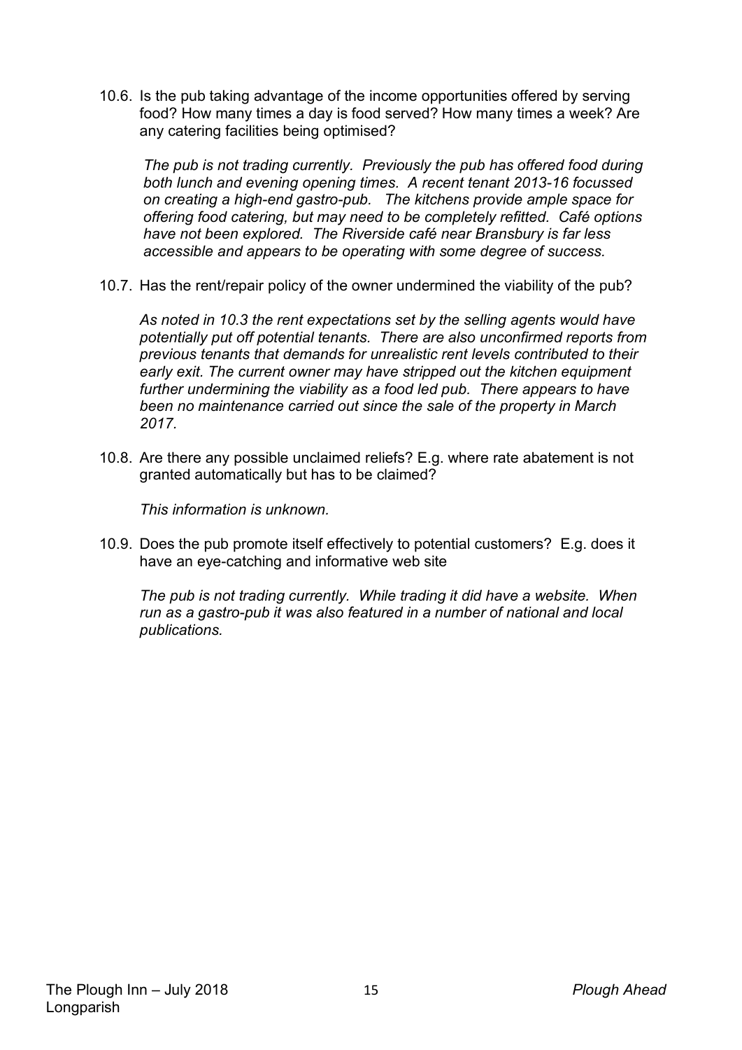10.6. Is the pub taking advantage of the income opportunities offered by serving food? How many times a day is food served? How many times a week? Are any catering facilities being optimised?

*The pub is not trading currently. Previously the pub has offered food during both lunch and evening opening times. A recent tenant 2013-16 focussed on creating a high-end gastro-pub. The kitchens provide ample space for offering food catering, but may need to be completely refitted. Café options have not been explored. The Riverside café near Bransbury is far less accessible and appears to be operating with some degree of success.*

10.7. Has the rent/repair policy of the owner undermined the viability of the pub?

*As noted in 10.3 the rent expectations set by the selling agents would have potentially put off potential tenants. There are also unconfirmed reports from previous tenants that demands for unrealistic rent levels contributed to their early exit. The current owner may have stripped out the kitchen equipment further undermining the viability as a food led pub. There appears to have been no maintenance carried out since the sale of the property in March 2017.*

10.8. Are there any possible unclaimed reliefs? E.g. where rate abatement is not granted automatically but has to be claimed?

*This information is unknown.*

10.9. Does the pub promote itself effectively to potential customers? E.g. does it have an eye-catching and informative web site

*The pub is not trading currently. While trading it did have a website. When run as a gastro-pub it was also featured in a number of national and local publications.*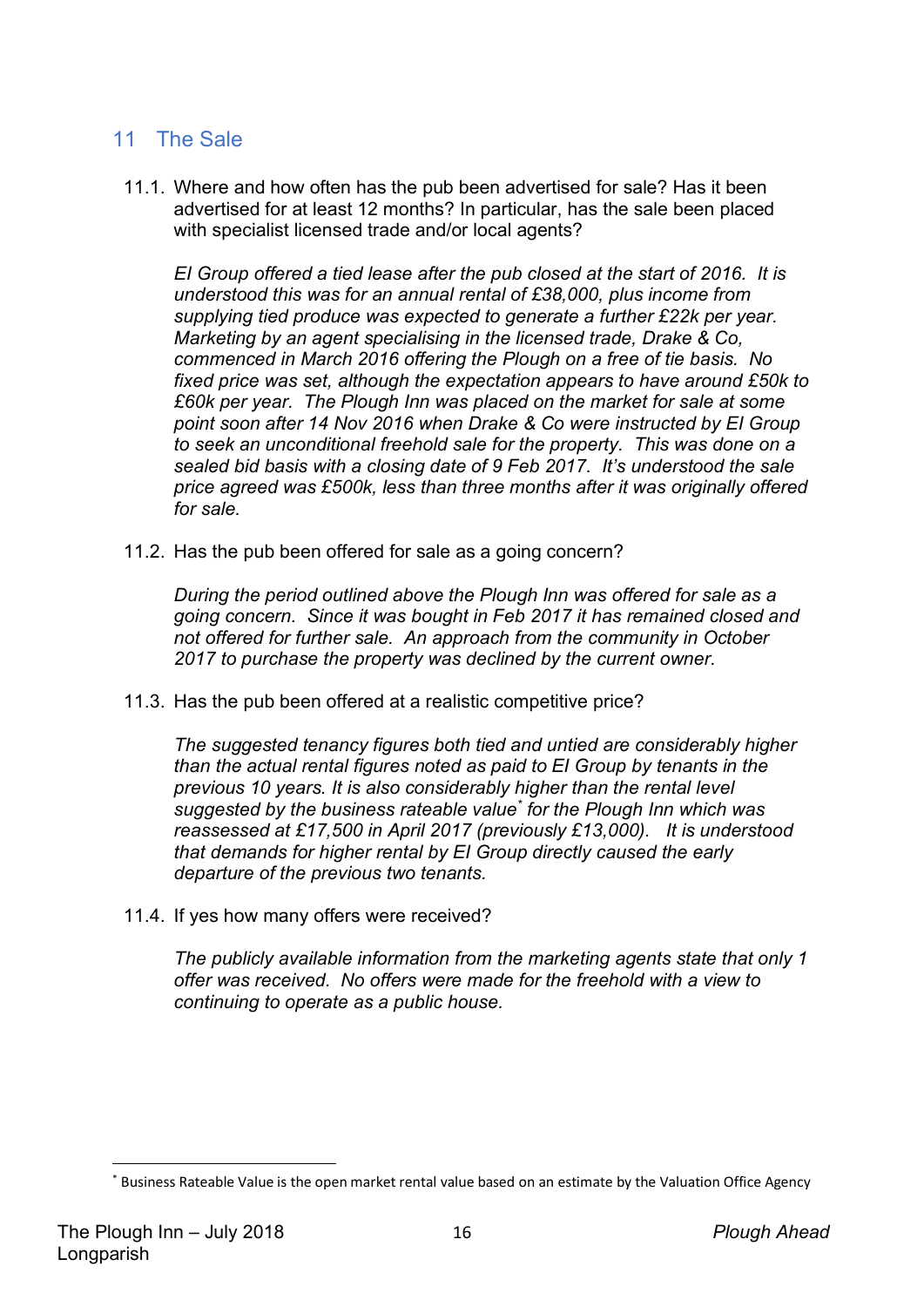## 11 The Sale

11.1. Where and how often has the pub been advertised for sale? Has it been advertised for at least 12 months? In particular, has the sale been placed with specialist licensed trade and/or local agents?

*EI Group offered a tied lease after the pub closed at the start of 2016. It is understood this was for an annual rental of £38,000, plus income from supplying tied produce was expected to generate a further £22k per year. Marketing by an agent specialising in the licensed trade, Drake & Co, commenced in March 2016 offering the Plough on a free of tie basis. No fixed price was set, although the expectation appears to have around £50k to £60k per year. The Plough Inn was placed on the market for sale at some point soon after 14 Nov 2016 when Drake & Co were instructed by EI Group to seek an unconditional freehold sale for the property. This was done on a sealed bid basis with a closing date of 9 Feb 2017. It's understood the sale price agreed was £500k, less than three months after it was originally offered for sale.*

11.2. Has the pub been offered for sale as a going concern?

*During the period outlined above the Plough Inn was offered for sale as a going concern. Since it was bought in Feb 2017 it has remained closed and not offered for further sale. An approach from the community in October 2017 to purchase the property was declined by the current owner.*

11.3. Has the pub been offered at a realistic competitive price?

*The suggested tenancy figures both tied and untied are considerably higher than the actual rental figures noted as paid to EI Group by tenants in the previous 10 years. It is also considerably higher than the rental level suggested by the business rateable value* for the Plough Inn which was reassessed at £17,500 in April 2017 (previously £13,000). It is understood that demands for higher rental by EI Group directly caused the early departure of the previous two tenants.*

11.4. If yes how many offers were received?

*The publicly available information from the marketing agents state that only 1 offer was received. No offers were made for the freehold with a view to continuing to operate as a public house.*

---

* Business Rateable Value is the open market rental value based on an estimate by the Valuation Office Agency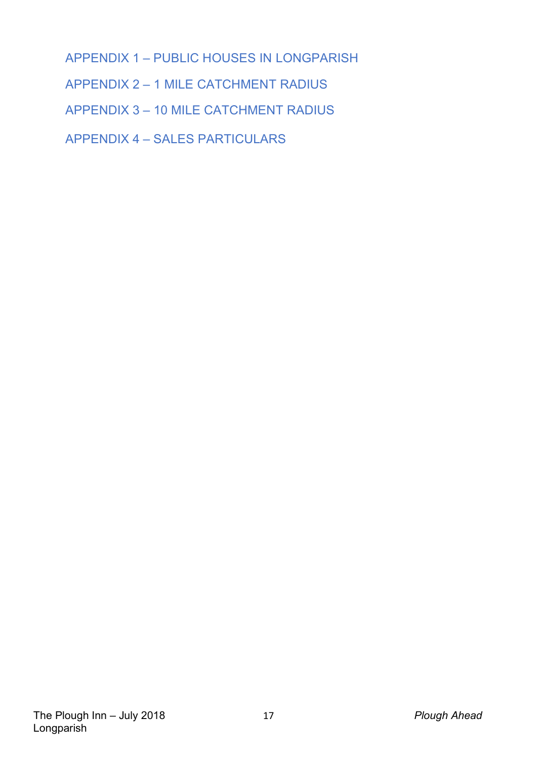APPENDIX 1 – PUBLIC HOUSES IN LONGPARISH

APPENDIX 2 – 1 MILE CATCHMENT RADIUS

APPENDIX 3 – 10 MILE CATCHMENT RADIUS

APPENDIX 4 – SALES PARTICULARS